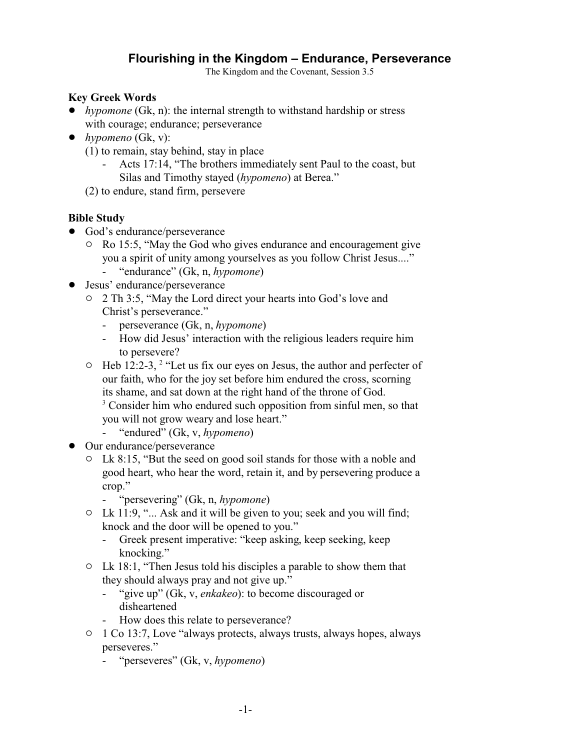# Flourishing in the Kingdom – Endurance, Perseverance

The Kingdom and the Covenant, Session 3.5

**Key Greek Words**

- *hypomone* (Gk, n): the internal strength to withstand hardship or stress with courage; endurance; perseverance
- *hypomeno* (Gk, v):
  (1) to remain, stay behind, stay in place
  - Acts 17:14, "The brothers immediately sent Paul to the coast, but Silas and Timothy stayed (*hypomeno*) at Berea."

  (2) to endure, stand firm, persevere

**Bible Study**

- God's endurance/perseverance
  - Ro 15:5, "May the God who gives endurance and encouragement give you a spirit of unity among yourselves as you follow Christ Jesus...."
    - "endurance" (Gk, n, *hypomone*)
- Jesus' endurance/perseverance
  - 2 Th 3:5, "May the Lord direct your hearts into God's love and Christ's perseverance."
    - perseverance (Gk, n, *hypomone*)
    - How did Jesus' interaction with the religious leaders require him to persevere?
  - Heb 12:2-3, [2] "Let us fix our eyes on Jesus, the author and perfecter of our faith, who for the joy set before him endured the cross, scorning its shame, and sat down at the right hand of the throne of God. [3] Consider him who endured such opposition from sinful men, so that you will not grow weary and lose heart."
    - "endured" (Gk, v, *hypomeno*)
- Our endurance/perseverance
  - Lk 8:15, "But the seed on good soil stands for those with a noble and good heart, who hear the word, retain it, and by persevering produce a crop."
    - "persevering" (Gk, n, *hypomone*)
  - Lk 11:9, "... Ask and it will be given to you; seek and you will find; knock and the door will be opened to you."
    - Greek present imperative: "keep asking, keep seeking, keep knocking."
  - Lk 18:1, "Then Jesus told his disciples a parable to show them that they should always pray and not give up."
    - "give up" (Gk, v, *enkakeo*): to become discouraged or disheartened
    - How does this relate to perseverance?
  - 1 Co 13:7, Love "always protects, always trusts, always hopes, always perseveres."
    - "perseveres" (Gk, v, *hypomeno*)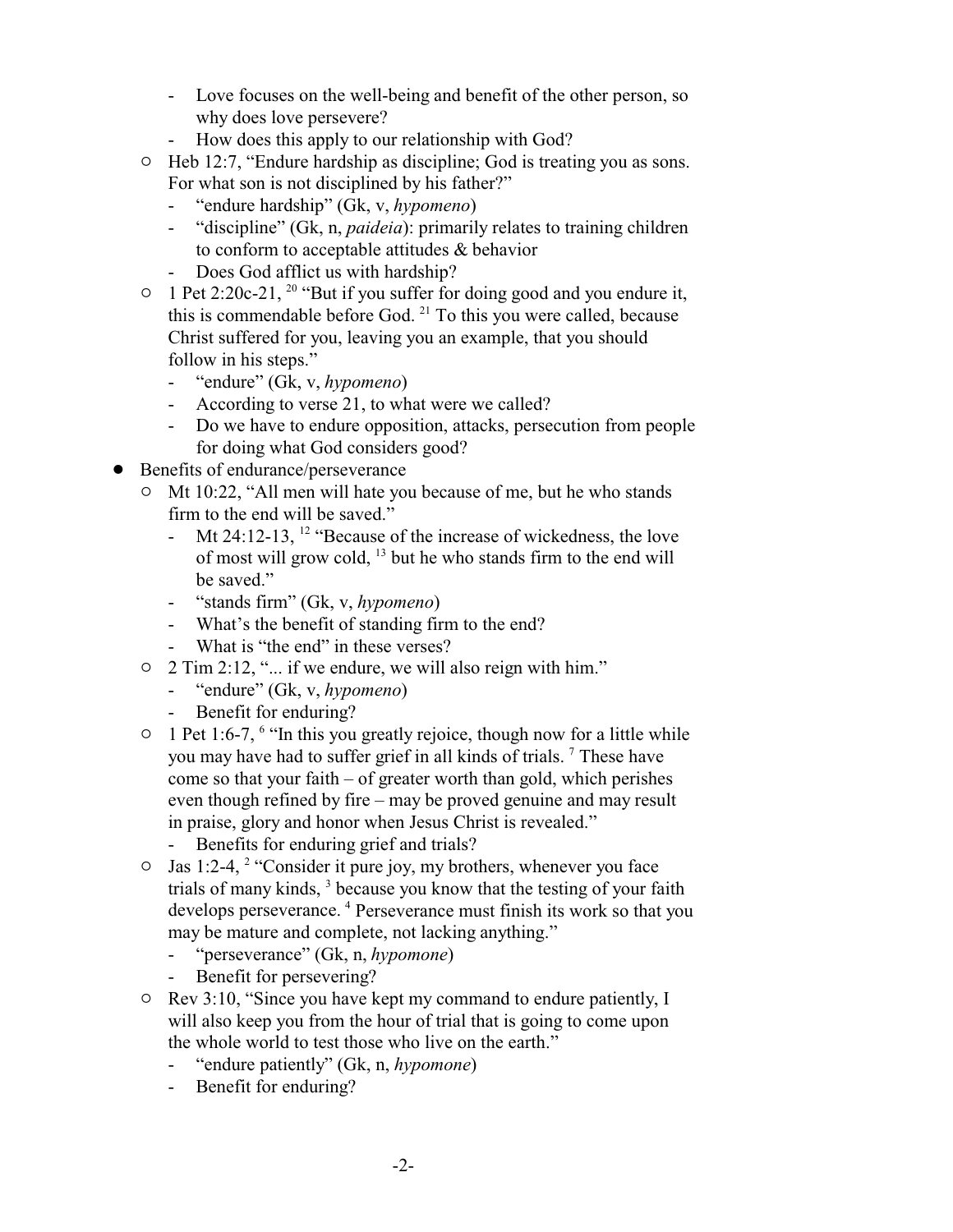- Love focuses on the well-being and benefit of the other person, so why does love persevere?
    - How does this apply to our relationship with God?
  - Heb 12:7, "Endure hardship as discipline; God is treating you as sons. For what son is not disciplined by his father?"
    - "endure hardship" (Gk, v, *hypomeno*)
    - "discipline" (Gk, n, *paideia*): primarily relates to training children to conform to acceptable attitudes & behavior
    - Does God afflict us with hardship?
  - 1 Pet 2:20c-21, [20] "But if you suffer for doing good and you endure it, this is commendable before God. [21] To this you were called, because Christ suffered for you, leaving you an example, that you should follow in his steps."
    - "endure" (Gk, v, *hypomeno*)
    - According to verse 21, to what were we called?
    - Do we have to endure opposition, attacks, persecution from people for doing what God considers good?
- Benefits of endurance/perseverance
  - Mt 10:22, "All men will hate you because of me, but he who stands firm to the end will be saved."
    - Mt 24:12-13, [12] "Because of the increase of wickedness, the love of most will grow cold, [13] but he who stands firm to the end will be saved."
    - "stands firm" (Gk, v, *hypomeno*)
    - What's the benefit of standing firm to the end?
    - What is "the end" in these verses?
  - 2 Tim 2:12, "... if we endure, we will also reign with him."
    - "endure" (Gk, v, *hypomeno*)
    - Benefit for enduring?
  - 1 Pet 1:6-7, [6] "In this you greatly rejoice, though now for a little while you may have had to suffer grief in all kinds of trials. [7] These have come so that your faith – of greater worth than gold, which perishes even though refined by fire – may be proved genuine and may result in praise, glory and honor when Jesus Christ is revealed."
    - Benefits for enduring grief and trials?
  - Jas 1:2-4, [2] "Consider it pure joy, my brothers, whenever you face trials of many kinds, [3] because you know that the testing of your faith develops perseverance. [4] Perseverance must finish its work so that you may be mature and complete, not lacking anything."
    - "perseverance" (Gk, n, *hypomone*)
    - Benefit for persevering?
  - Rev 3:10, "Since you have kept my command to endure patiently, I will also keep you from the hour of trial that is going to come upon the whole world to test those who live on the earth."
    - "endure patiently" (Gk, n, *hypomone*)
    - Benefit for enduring?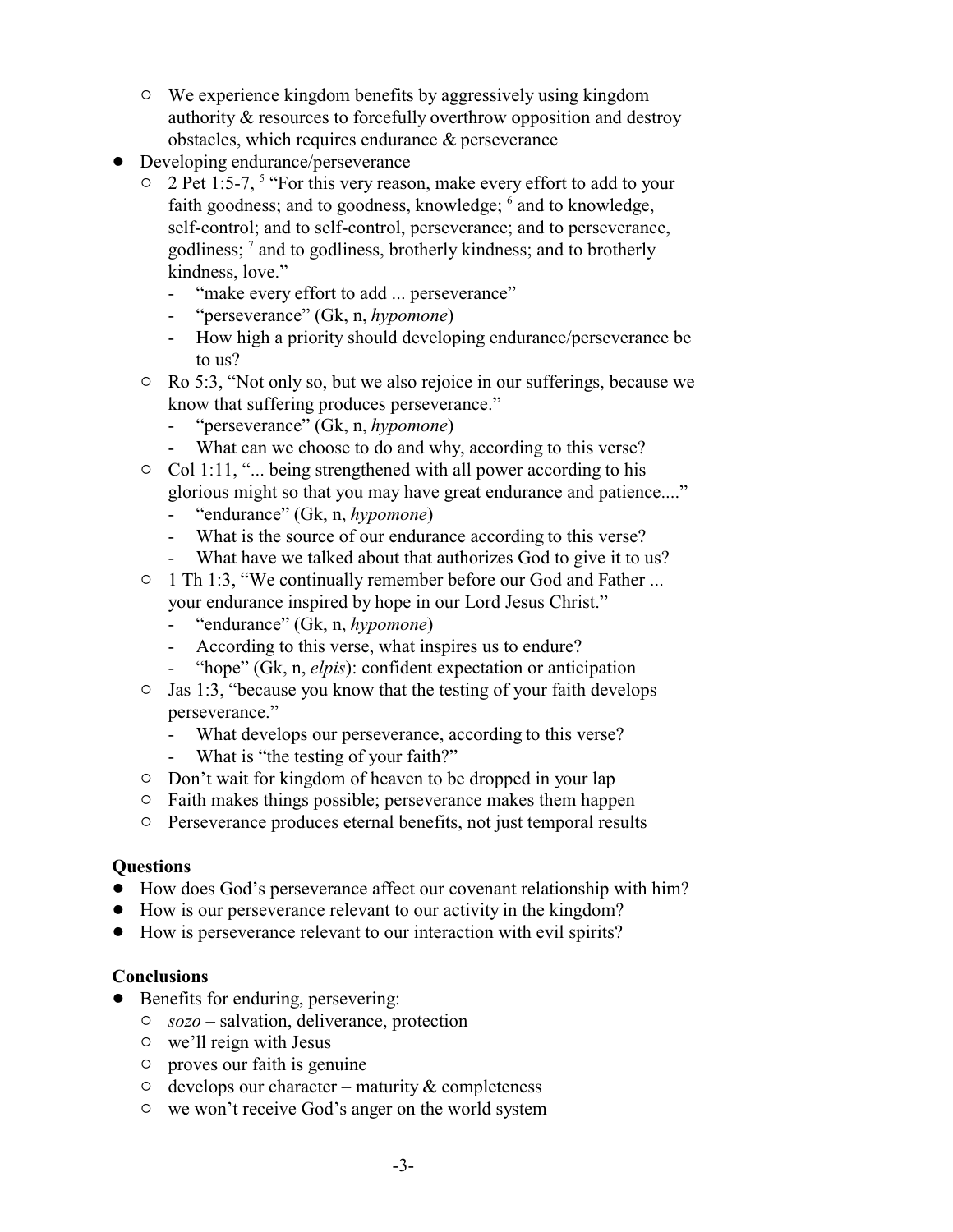- We experience kingdom benefits by aggressively using kingdom authority & resources to forcefully overthrow opposition and destroy obstacles, which requires endurance & perseverance

- Developing endurance/perseverance
  - 2 Pet 1:5-7, [5] "For this very reason, make every effort to add to your faith goodness; and to goodness, knowledge; [6] and to knowledge, self-control; and to self-control, perseverance; and to perseverance, godliness; [7] and to godliness, brotherly kindness; and to brotherly kindness, love."
    - "make every effort to add ... perseverance"
    - "perseverance" (Gk, n, *hypomone*)
    - How high a priority should developing endurance/perseverance be to us?
  - Ro 5:3, "Not only so, but we also rejoice in our sufferings, because we know that suffering produces perseverance."
    - "perseverance" (Gk, n, *hypomone*)
    - What can we choose to do and why, according to this verse?
  - Col 1:11, "... being strengthened with all power according to his glorious might so that you may have great endurance and patience...."
    - "endurance" (Gk, n, *hypomone*)
    - What is the source of our endurance according to this verse?
    - What have we talked about that authorizes God to give it to us?
  - 1 Th 1:3, "We continually remember before our God and Father ... your endurance inspired by hope in our Lord Jesus Christ."
    - "endurance" (Gk, n, *hypomone*)
    - According to this verse, what inspires us to endure?
    - "hope" (Gk, n, *elpis*): confident expectation or anticipation
  - Jas 1:3, "because you know that the testing of your faith develops perseverance."
    - What develops our perseverance, according to this verse?
    - What is "the testing of your faith?"
  - Don't wait for kingdom of heaven to be dropped in your lap
  - Faith makes things possible; perseverance makes them happen
  - Perseverance produces eternal benefits, not just temporal results

**Questions**

- How does God's perseverance affect our covenant relationship with him?
- How is our perseverance relevant to our activity in the kingdom?
- How is perseverance relevant to our interaction with evil spirits?

**Conclusions**

- Benefits for enduring, persevering:
  - *sozo* – salvation, deliverance, protection
  - we'll reign with Jesus
  - proves our faith is genuine
  - develops our character – maturity & completeness
  - we won't receive God's anger on the world system